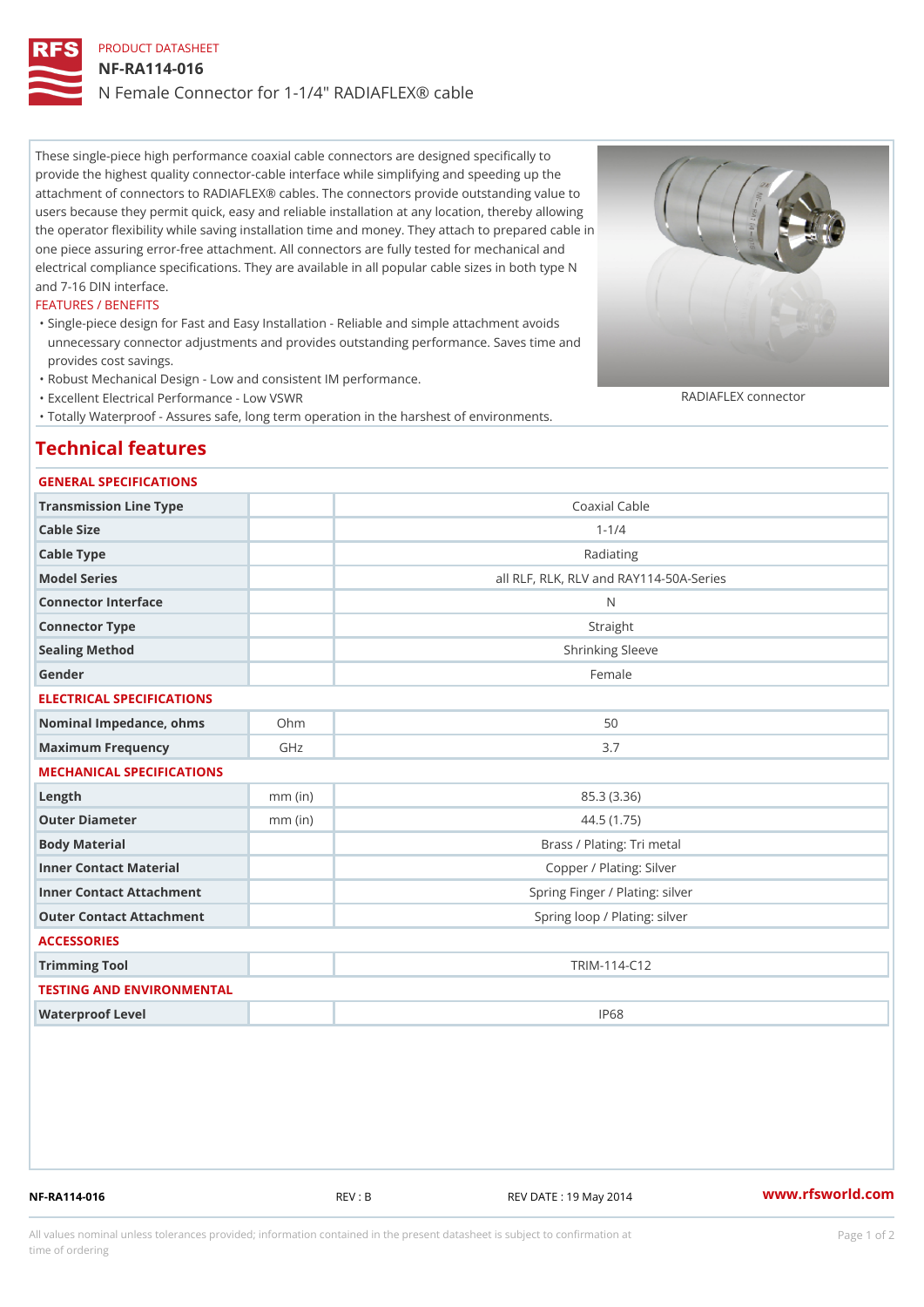PRODUCT DATASHEET

# NF-RA114-016

N Female Connector for 1-1/4" RADIAFLEX® cable

These single-piece high performance coaxial cable connectors are designed specifically to provide the highest quality connector-cable interface while simplifying and speeding up the attachment of connectors to RADIAFLEX® cables. The connectors provide outstanding value to users because they permit quick, easy and reliable installation at any location, thereby allowing the operator flexibility while saving installation time and money. They attach to prepared cable in one piece assuring error-free attachment. All connectors are fully tested for mechanical and electrical compliance specifications. They are available in all popular cable sizes in both type N and 7-16 DIN interface.

FEATURES / BENEFITS

- Single-piece design for Fast and Easy Installation - Reliable and simple attachment avoids unnecessary connector adjustments and provides outstanding performance. Saves time and provides cost savings.
- Robust Mechanical Design - Low and consistent IM performance.
- Excellent Electrical Performance - Low VSWR
- Totally Waterproof - Assures safe, long term operation in the harshest of environments.

RADIAFLEX connector

## Technical features

### GENERAL SPECIFICATIONS

| | | |
|---|---|---|
| Transmission Line Type | | Coaxial Cable |
| Cable Size | | 1-1/4 |
| Cable Type | | Radiating |
| Model Series | | all RLF, RLK, RLV and RAY114-50A-Series |
| Connector Interface | | N |
| Connector Type | | Straight |
| Sealing Method | | Shrinking Sleeve |
| Gender | | Female |

### ELECTRICAL SPECIFICATIONS

| | | |
|---|---|---|
| Nominal Impedance, ohms | Ohm | 50 |
| Maximum Frequency | GHz | 3.7 |

### MECHANICAL SPECIFICATIONS

| | | |
|---|---|---|
| Length | mm (in) | 85.3 (3.36) |
| Outer Diameter | mm (in) | 44.5 (1.75) |
| Body Material | | Brass / Plating: Tri metal |
| Inner Contact Material | | Copper / Plating: Silver |
| Inner Contact Attachment | | Spring Finger / Plating: silver |
| Outer Contact Attachment | | Spring loop / Plating: silver |

### ACCESSORIES

| | | |
|---|---|---|
| Trimming Tool | | TRIM-114-C12 |

### TESTING AND ENVIRONMENTAL

| | | |
|---|---|---|
| Waterproof Level | | IP68 |

NF-RA114-016 REV : B REV DATE : 19 May 2014 www.rfsworld.com

All values nominal unless tolerances provided; information contained in the present datasheet is subject to confirmation at time of ordering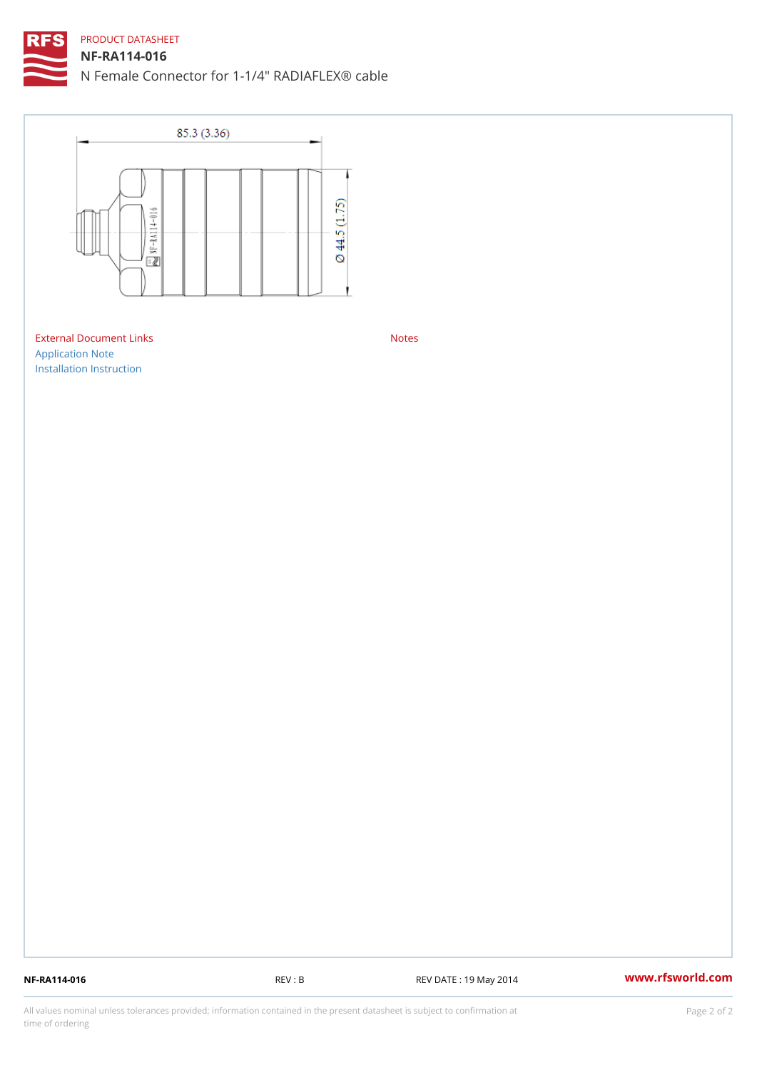PRODUCT DATASHEET

# NF-RA114-016

N Female Connector for 1-1/4" RADIAFLEX® cable

85.3 (3.36)

Ø 44.5 (1.75)

NF-RA114-016

## External Document Links

Application Note

Installation Instruction

## Notes

NF-RA114-016 REV : B REV DATE : 19 May 2014 www.rfsworld.com

All values nominal unless tolerances provided; information contained in the present datasheet is subject to confirmation at time of ordering